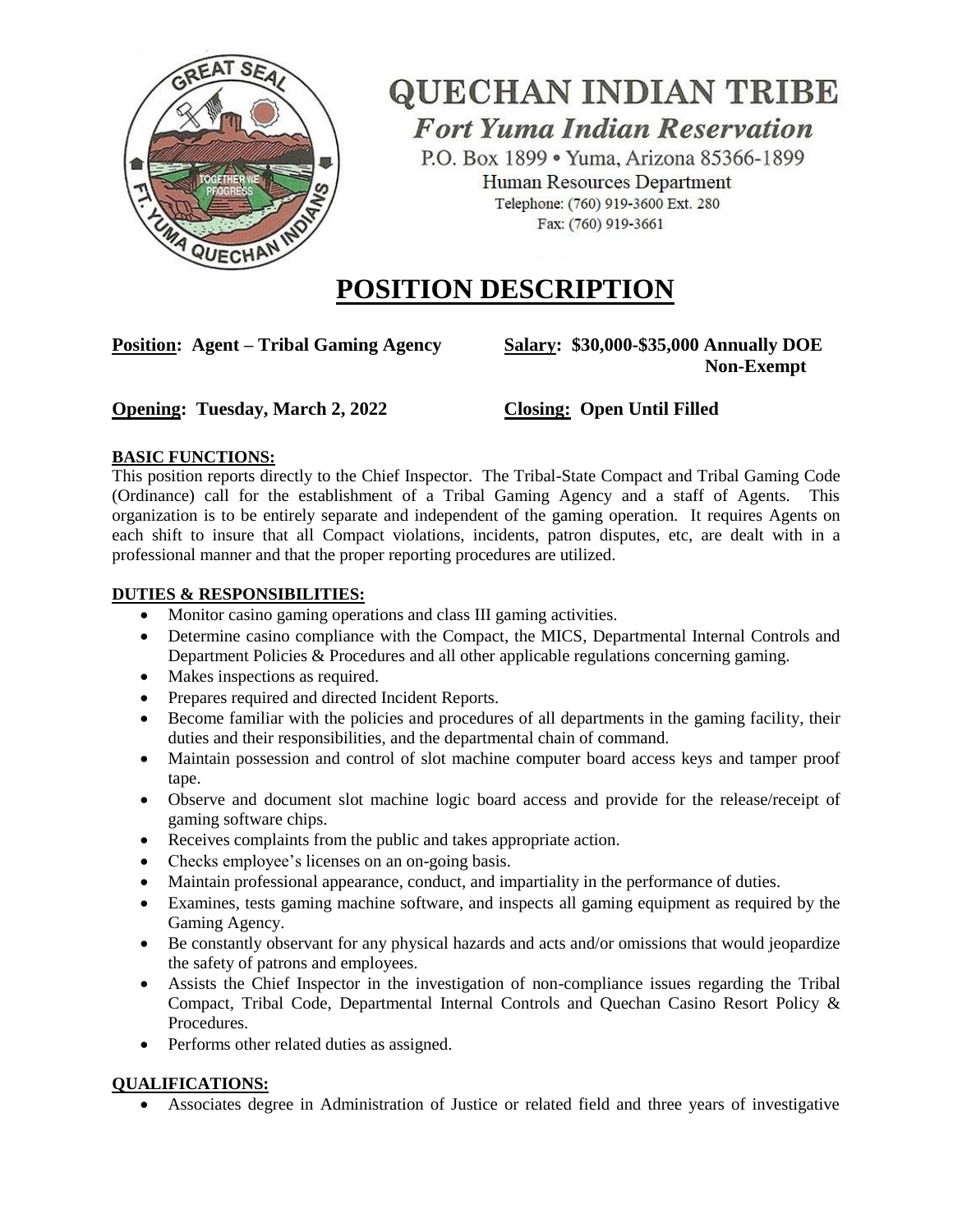# QUECHAN INDIAN TRIBE

*Fort Yuma Indian Reservation*

P.O. Box 1899 • Yuma, Arizona 85366-1899
Human Resources Department
Telephone: (760) 919-3600 Ext. 280
Fax: (760) 919-3661

# POSITION DESCRIPTION

**Position: Agent – Tribal Gaming Agency** **Salary: $30,000-$35,000 Annually DOE Non-Exempt**

**Opening: Tuesday, March 2, 2022** **Closing: Open Until Filled**

**BASIC FUNCTIONS:**

This position reports directly to the Chief Inspector. The Tribal-State Compact and Tribal Gaming Code (Ordinance) call for the establishment of a Tribal Gaming Agency and a staff of Agents. This organization is to be entirely separate and independent of the gaming operation. It requires Agents on each shift to insure that all Compact violations, incidents, patron disputes, etc, are dealt with in a professional manner and that the proper reporting procedures are utilized.

**DUTIES & RESPONSIBILITIES:**

- Monitor casino gaming operations and class III gaming activities.
- Determine casino compliance with the Compact, the MICS, Departmental Internal Controls and Department Policies & Procedures and all other applicable regulations concerning gaming.
- Makes inspections as required.
- Prepares required and directed Incident Reports.
- Become familiar with the policies and procedures of all departments in the gaming facility, their duties and their responsibilities, and the departmental chain of command.
- Maintain possession and control of slot machine computer board access keys and tamper proof tape.
- Observe and document slot machine logic board access and provide for the release/receipt of gaming software chips.
- Receives complaints from the public and takes appropriate action.
- Checks employee's licenses on an on-going basis.
- Maintain professional appearance, conduct, and impartiality in the performance of duties.
- Examines, tests gaming machine software, and inspects all gaming equipment as required by the Gaming Agency.
- Be constantly observant for any physical hazards and acts and/or omissions that would jeopardize the safety of patrons and employees.
- Assists the Chief Inspector in the investigation of non-compliance issues regarding the Tribal Compact, Tribal Code, Departmental Internal Controls and Quechan Casino Resort Policy & Procedures.
- Performs other related duties as assigned.

**QUALIFICATIONS:**

- Associates degree in Administration of Justice or related field and three years of investigative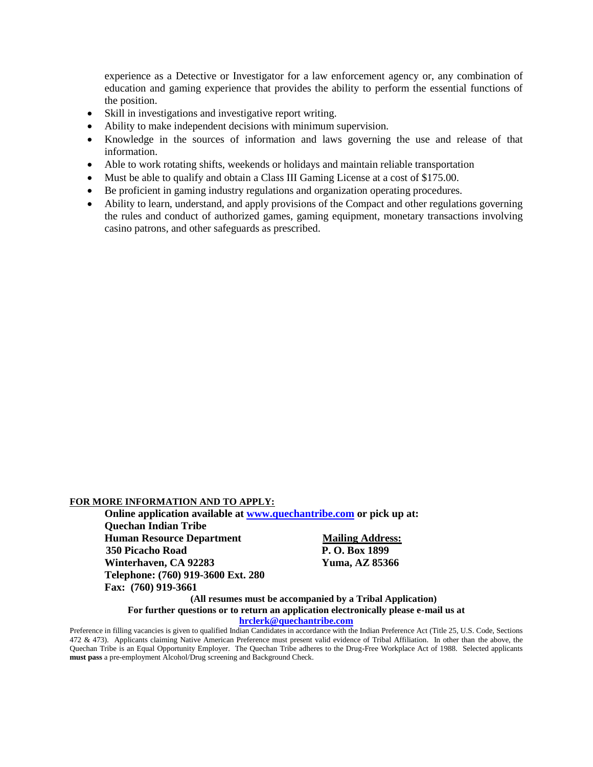experience as a Detective or Investigator for a law enforcement agency or, any combination of education and gaming experience that provides the ability to perform the essential functions of the position.

- Skill in investigations and investigative report writing.
- Ability to make independent decisions with minimum supervision.
- Knowledge in the sources of information and laws governing the use and release of that information.
- Able to work rotating shifts, weekends or holidays and maintain reliable transportation
- Must be able to qualify and obtain a Class III Gaming License at a cost of $175.00.
- Be proficient in gaming industry regulations and organization operating procedures.
- Ability to learn, understand, and apply provisions of the Compact and other regulations governing the rules and conduct of authorized games, gaming equipment, monetary transactions involving casino patrons, and other safeguards as prescribed.

**FOR MORE INFORMATION AND TO APPLY:**

**Online application available at www.quechantribe.com or pick up at:**

**Quechan Indian Tribe**
**Human Resource Department**
**350 Picacho Road**
**Winterhaven, CA 92283**
**Telephone: (760) 919-3600 Ext. 280**
**Fax: (760) 919-3661**

**Mailing Address:**
**P. O. Box 1899**
**Yuma, AZ 85366**

**(All resumes must be accompanied by a Tribal Application)**

**For further questions or to return an application electronically please e-mail us at hrclerk@quechantribe.com**

Preference in filling vacancies is given to qualified Indian Candidates in accordance with the Indian Preference Act (Title 25, U.S. Code, Sections 472 & 473). Applicants claiming Native American Preference must present valid evidence of Tribal Affiliation. In other than the above, the Quechan Tribe is an Equal Opportunity Employer. The Quechan Tribe adheres to the Drug-Free Workplace Act of 1988. Selected applicants **must pass** a pre-employment Alcohol/Drug screening and Background Check.